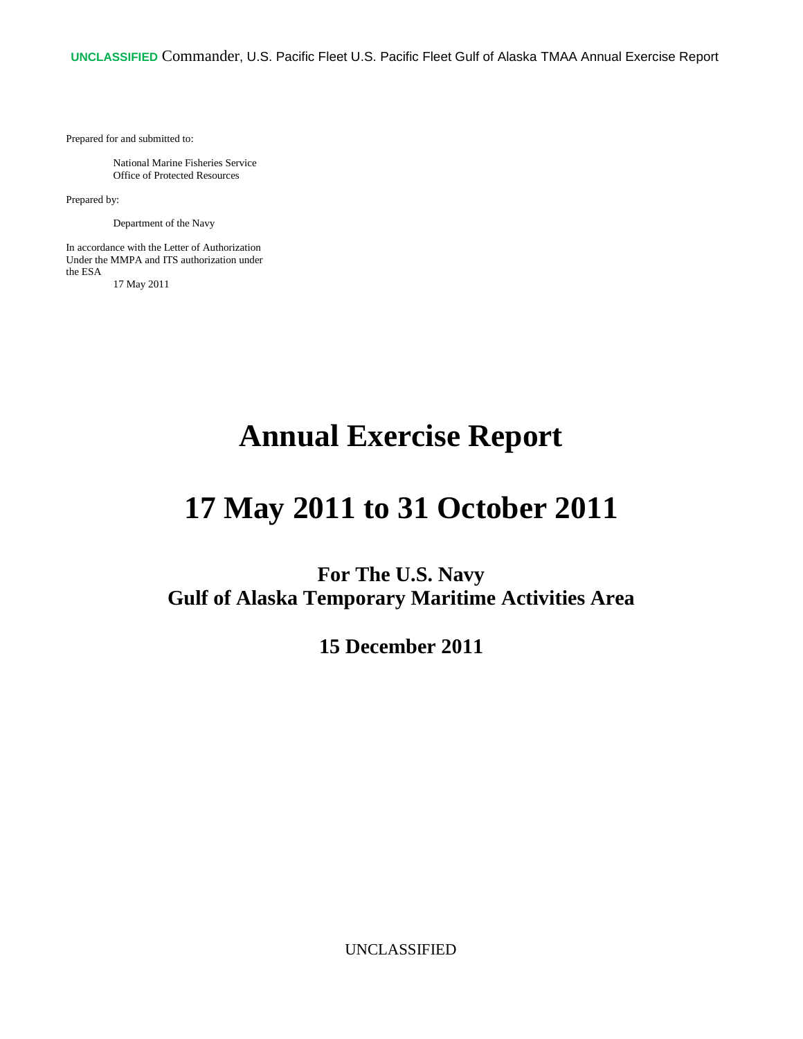Prepared for and submitted to:

National Marine Fisheries Service
Office of Protected Resources

Prepared by:

Department of the Navy

In accordance with the Letter of Authorization Under the MMPA and ITS authorization under the ESA
17 May 2011

# Annual Exercise Report

# 17 May 2011 to 31 October 2011

## For The U.S. Navy
## Gulf of Alaska Temporary Maritime Activities Area

## 15 December 2011

UNCLASSIFIED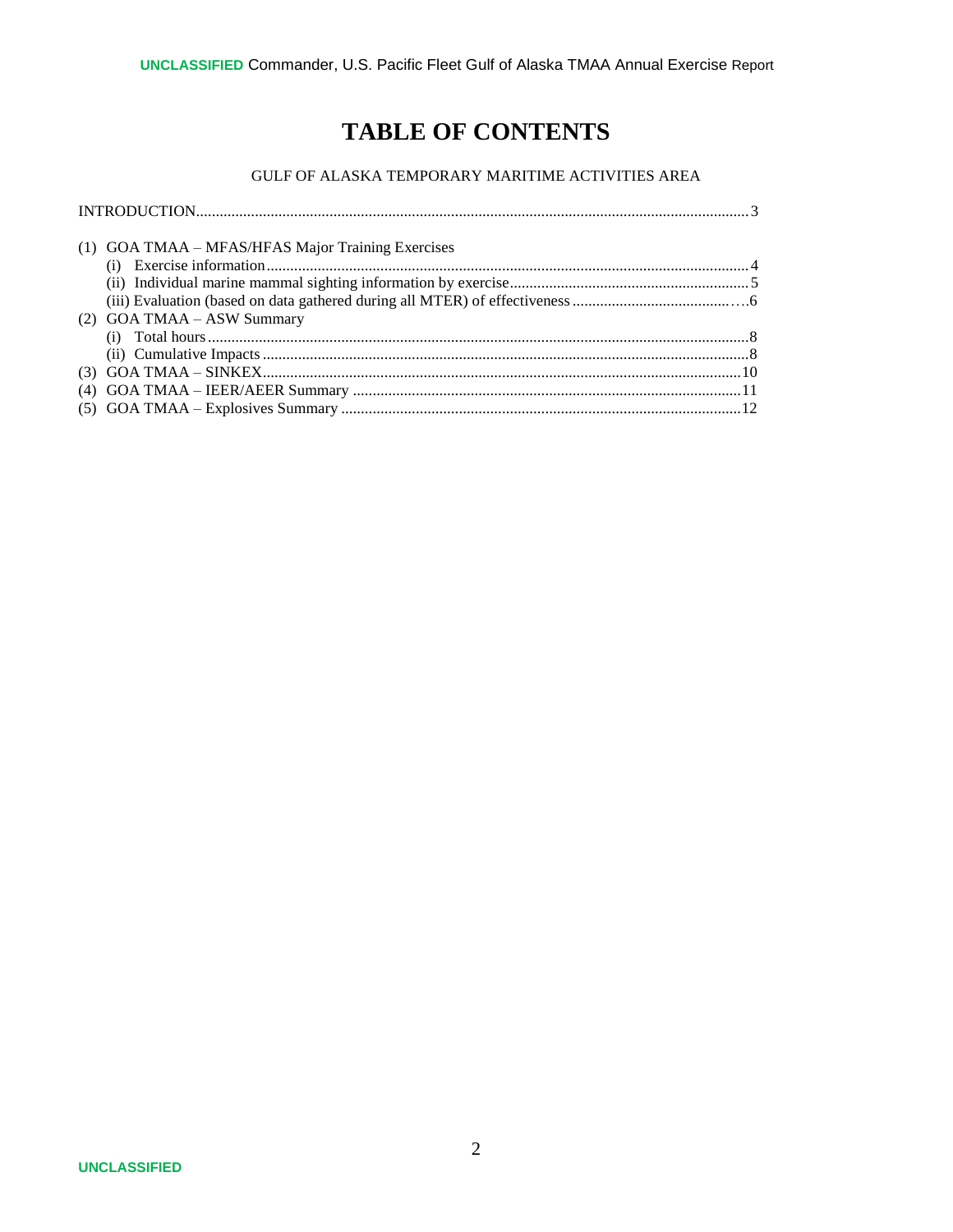# TABLE OF CONTENTS

GULF OF ALASKA TEMPORARY MARITIME ACTIVITIES AREA

INTRODUCTION....3

(1) GOA TMAA – MFAS/HFAS Major Training Exercises
- (i) Exercise information....4
- (ii) Individual marine mammal sighting information by exercise....5
- (iii) Evaluation (based on data gathered during all MTER) of effectiveness....6

(2) GOA TMAA – ASW Summary
- (i) Total hours....8
- (ii) Cumulative Impacts....8

(3) GOA TMAA – SINKEX....10

(4) GOA TMAA – IEER/AEER Summary....11

(5) GOA TMAA – Explosives Summary....12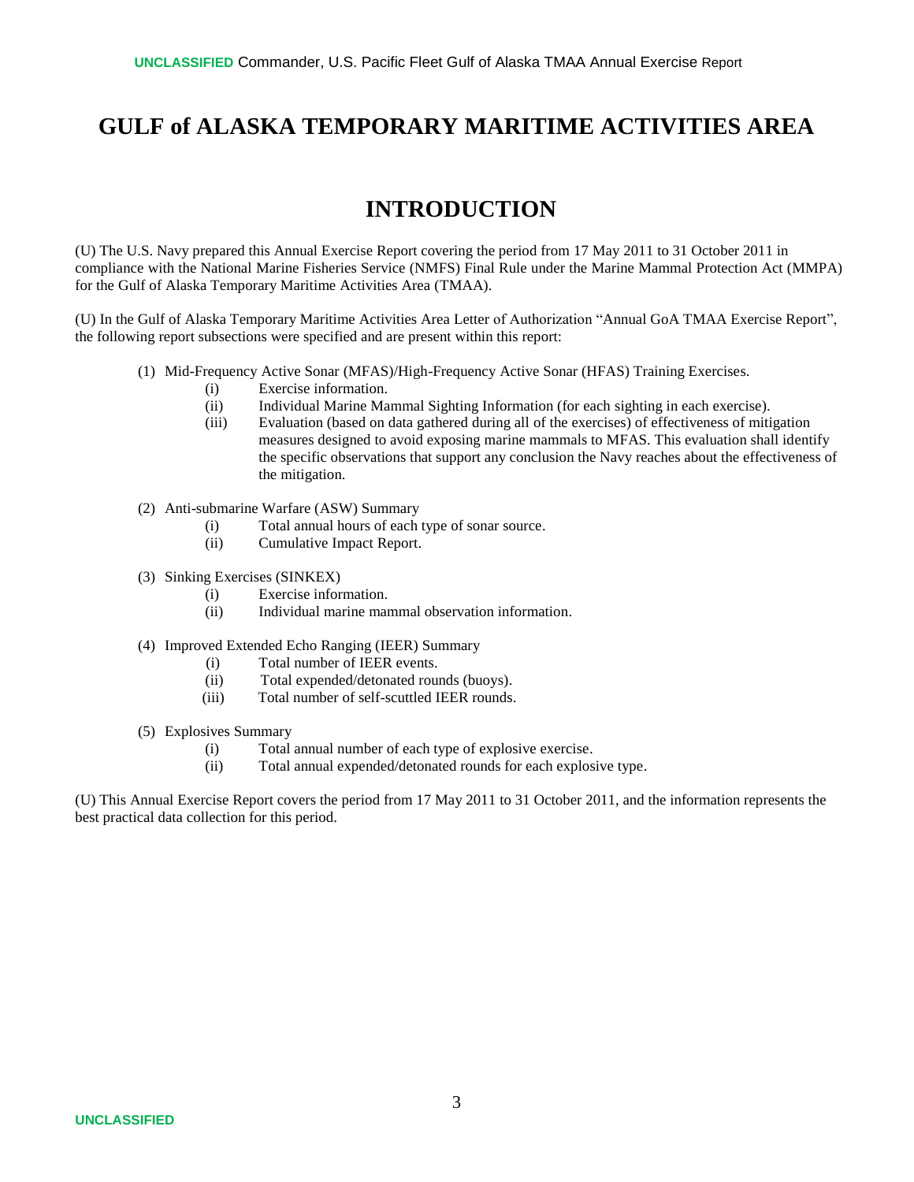# GULF of ALASKA TEMPORARY MARITIME ACTIVITIES AREA

## INTRODUCTION

(U) The U.S. Navy prepared this Annual Exercise Report covering the period from 17 May 2011 to 31 October 2011 in compliance with the National Marine Fisheries Service (NMFS) Final Rule under the Marine Mammal Protection Act (MMPA) for the Gulf of Alaska Temporary Maritime Activities Area (TMAA).

(U) In the Gulf of Alaska Temporary Maritime Activities Area Letter of Authorization "Annual GoA TMAA Exercise Report", the following report subsections were specified and are present within this report:

(1) Mid-Frequency Active Sonar (MFAS)/High-Frequency Active Sonar (HFAS) Training Exercises.
   - (i) Exercise information.
   - (ii) Individual Marine Mammal Sighting Information (for each sighting in each exercise).
   - (iii) Evaluation (based on data gathered during all of the exercises) of effectiveness of mitigation measures designed to avoid exposing marine mammals to MFAS. This evaluation shall identify the specific observations that support any conclusion the Navy reaches about the effectiveness of the mitigation.

(2) Anti-submarine Warfare (ASW) Summary
   - (i) Total annual hours of each type of sonar source.
   - (ii) Cumulative Impact Report.

(3) Sinking Exercises (SINKEX)
   - (i) Exercise information.
   - (ii) Individual marine mammal observation information.

(4) Improved Extended Echo Ranging (IEER) Summary
   - (i) Total number of IEER events.
   - (ii) Total expended/detonated rounds (buoys).
   - (iii) Total number of self-scuttled IEER rounds.

(5) Explosives Summary
   - (i) Total annual number of each type of explosive exercise.
   - (ii) Total annual expended/detonated rounds for each explosive type.

(U) This Annual Exercise Report covers the period from 17 May 2011 to 31 October 2011, and the information represents the best practical data collection for this period.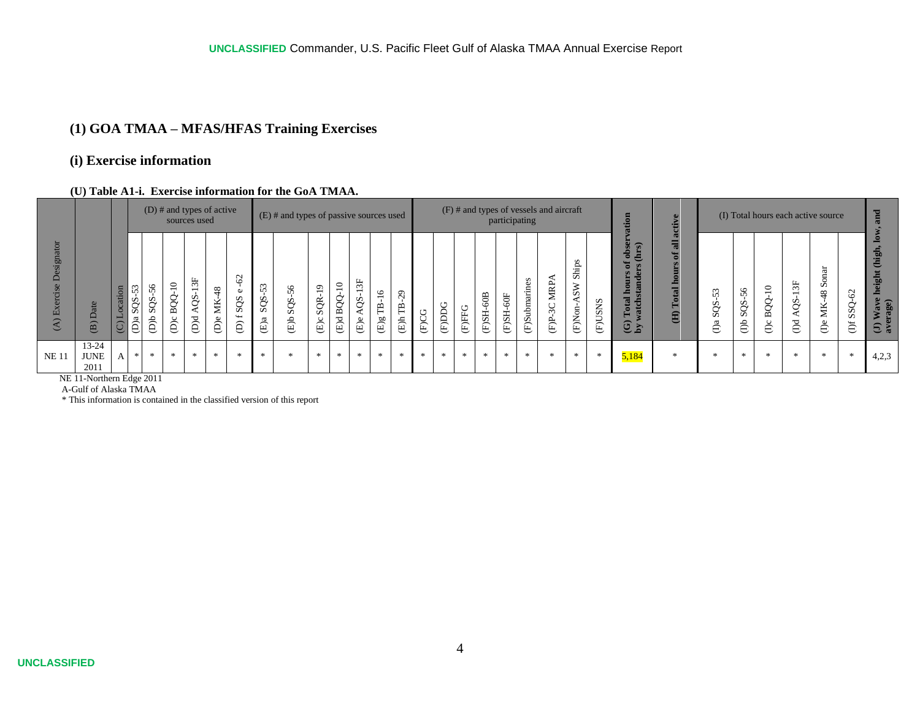# (1) GOA TMAA – MFAS/HFAS Training Exercises

## (i) Exercise information

**(U) Table A1-i. Exercise information for the GoA TMAA.**

| (A) Exercise Designator | (B) Date | (C) Location | (D) # and types of active sources used | | | | | | (E) # and types of passive sources used | | | | | | | (F) # and types of vessels and aircraft participating | | | | | | | | | (G) Total hours of observation by watchstanders (hrs) | (H) Total hours of all active | (I) Total hours each active source | | | | | | (J) Wave height (high, low, and average) |
|---|---|---|---|---|---|---|---|---|---|---|---|---|---|---|---|---|---|---|---|---|---|---|---|---|---|---|---|---|---|---|---|---|---|
| | | | (D)a SQS-53 | (D)b SQS-56 | (D)c BQQ-10 | (D)d AQS-13F | (D)e MK-48 | (D) f SQS e -62 | (E)a SQS-53 | (E)b SQS-56 | (E)c SQR-19 | (E)d BQQ-10 | (E)e AQS-13F | (E)g TB-16 | (E)h TB-29 | (F)CG | (F)DDG | (F)FFG | (F)SH-60B | (F)SH-60F | (F)Submarines | (F)P-3C MRPA | (F)Non-ASW Ships | (F)USNS | | | (I)a SQS-53 | (I)b SQS-56 | (I)c BQQ-10 | (I)d AQS-13F | (I)e MK-48 Sonar | (I)f SSQ-62 | |
| NE 11 | 13-24 JUNE 2011 | A | * | * | * | * | * | * | * | * | * | * | * | * | * | * | * | * | * | * | * | * | * | * | 5,184 | * | * | * | * | * | * | * | 4,2,3 |

NE 11-Northern Edge 2011

A-Gulf of Alaska TMAA

* This information is contained in the classified version of this report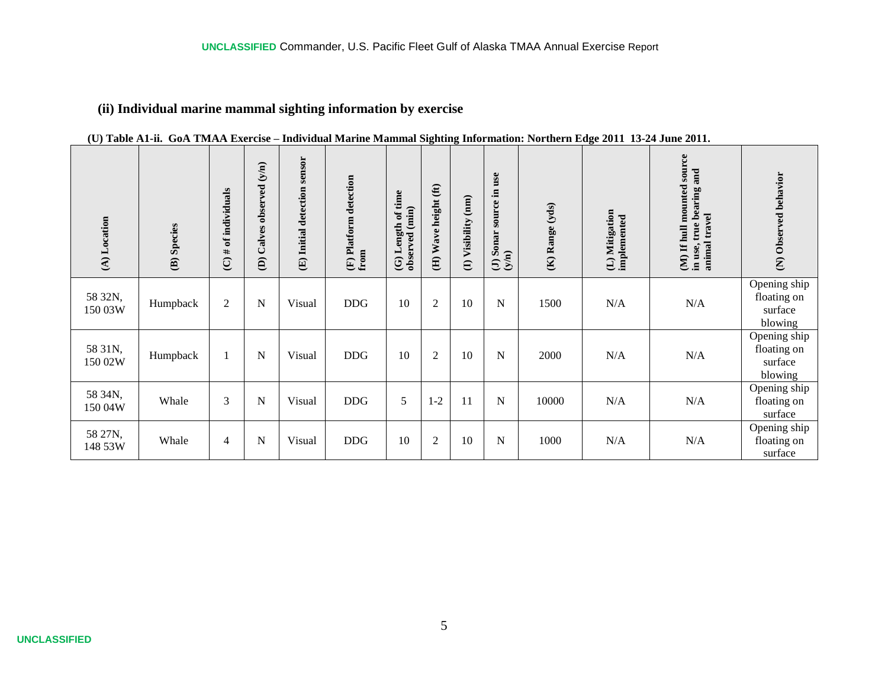### (ii) Individual marine mammal sighting information by exercise

**(U) Table A1-ii. GoA TMAA Exercise – Individual Marine Mammal Sighting Information: Northern Edge 2011 13-24 June 2011.**

| (A) Location | (B) Species | (C) # of individuals | (D) Calves observed (y/n) | (E) Initial detection sensor | (F) Platform detection from | (G) Length of time observed (min) | (H) Wave height (ft) | (I) Visibility (nm) | (J) Sonar source in use (y/n) | (K) Range (yds) | (L) Mitigation implemented | (M) If hull mounted source in use, true bearing and animal travel | (N) Observed behavior |
|---|---|---|---|---|---|---|---|---|---|---|---|---|---|
| 58 32N, 150 03W | Humpback | 2 | N | Visual | DDG | 10 | 2 | 10 | N | 1500 | N/A | N/A | Opening ship floating on surface blowing |
| 58 31N, 150 02W | Humpback | 1 | N | Visual | DDG | 10 | 2 | 10 | N | 2000 | N/A | N/A | Opening ship floating on surface blowing |
| 58 34N, 150 04W | Whale | 3 | N | Visual | DDG | 5 | 1-2 | 11 | N | 10000 | N/A | N/A | Opening ship floating on surface |
| 58 27N, 148 53W | Whale | 4 | N | Visual | DDG | 10 | 2 | 10 | N | 1000 | N/A | N/A | Opening ship floating on surface |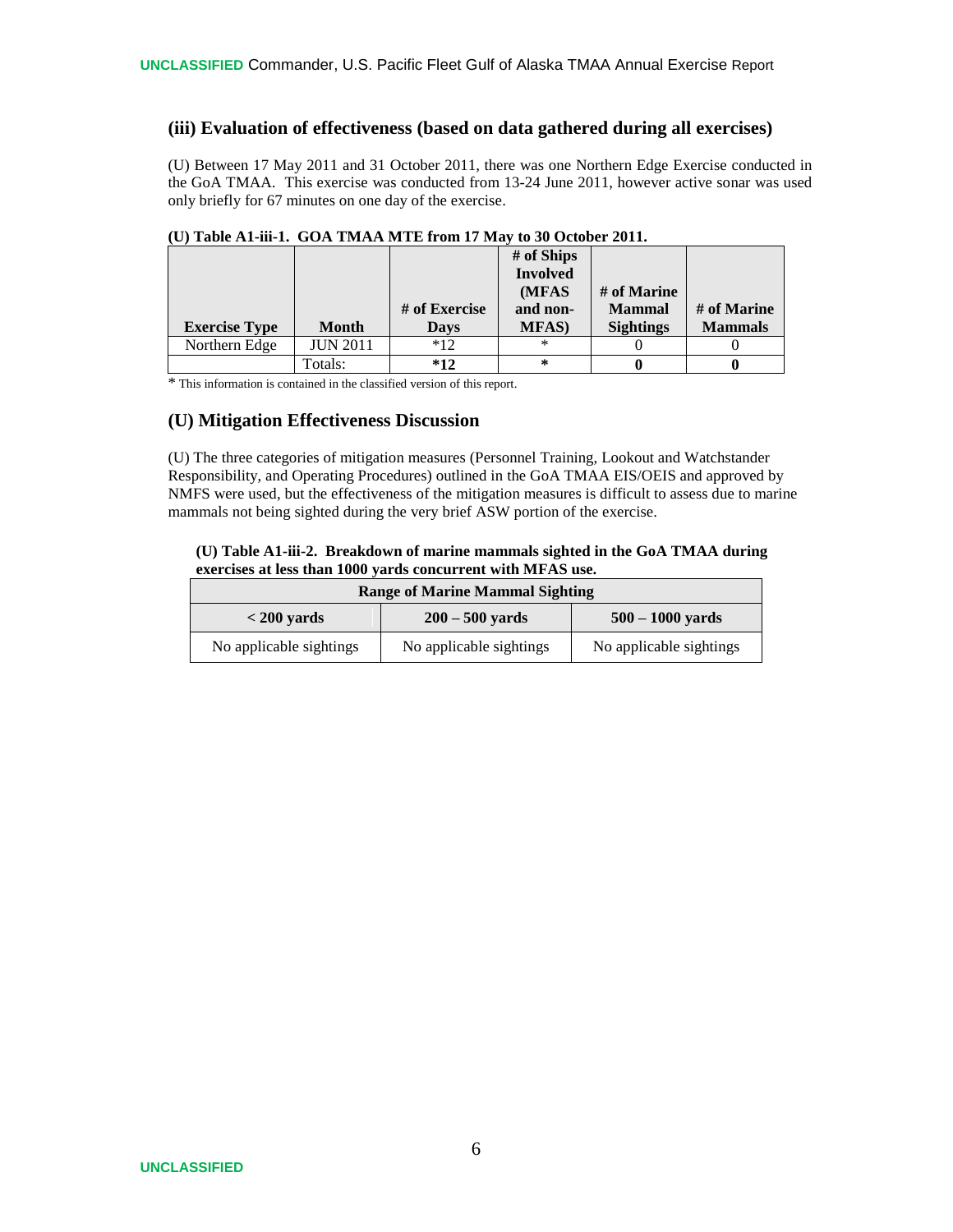### (iii) Evaluation of effectiveness (based on data gathered during all exercises)

(U) Between 17 May 2011 and 31 October 2011, there was one Northern Edge Exercise conducted in the GoA TMAA. This exercise was conducted from 13-24 June 2011, however active sonar was used only briefly for 67 minutes on one day of the exercise.

**(U) Table A1-iii-1. GOA TMAA MTE from 17 May to 30 October 2011.**

| Exercise Type | Month | # of Exercise Days | # of Ships Involved (MFAS and non-MFAS) | # of Marine Mammal Sightings | # of Marine Mammals |
|---|---|---|---|---|---|
| Northern Edge | JUN 2011 | *12 | * | 0 | 0 |
| | Totals: | ***12** | ***** | **0** | **0** |

* This information is contained in the classified version of this report.

### (U) Mitigation Effectiveness Discussion

(U) The three categories of mitigation measures (Personnel Training, Lookout and Watchstander Responsibility, and Operating Procedures) outlined in the GoA TMAA EIS/OEIS and approved by NMFS were used, but the effectiveness of the mitigation measures is difficult to assess due to marine mammals not being sighted during the very brief ASW portion of the exercise.

**(U) Table A1-iii-2. Breakdown of marine mammals sighted in the GoA TMAA during exercises at less than 1000 yards concurrent with MFAS use.**

| Range of Marine Mammal Sighting | | |
|---|---|---|
| **< 200 yards** | **200 – 500 yards** | **500 – 1000 yards** |
| No applicable sightings | No applicable sightings | No applicable sightings |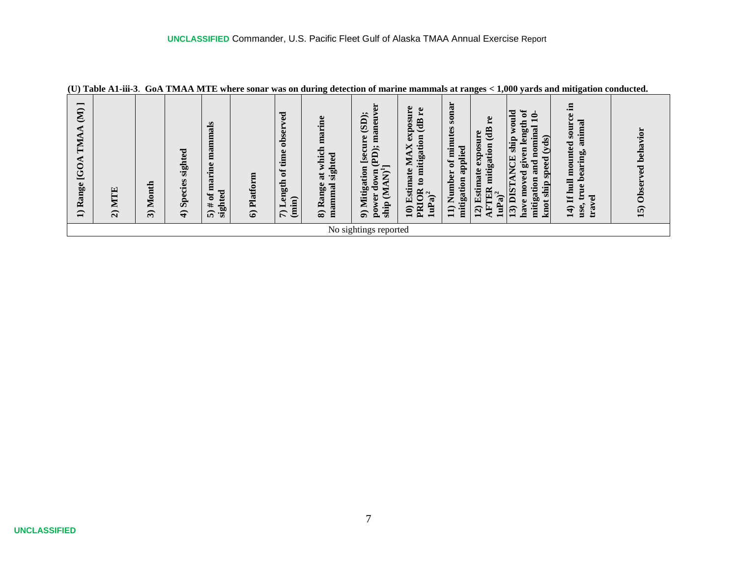**(U) Table A1-iii-3**. **GoA TMAA MTE where sonar was on during detection of marine mammals at ranges < 1,000 yards and mitigation conducted.**

| 1) Range [GOA TMAA (M) ] | 2) MTE | 3) Month | 4) Species sighted | 5) # of marine mammals sighted | 6) Platform | 7) Length of time observed (min) | 8) Range at which marine mammal sighted | 9) Mitigation [secure (SD); power down (PD); maneuver ship (MAN)[1]] | 10) Estimate MAX exposure PRIOR to mitigation (dB re 1uPa)[2] | 11) Number of minutes sonar mitigation applied | 12) Estimate exposure AFTER mitigation (dB re 1uPa)[2] | 13) DISTANCE ship would have moved given length of mitigation and nominal 10-knot ship speed (yds) | 14) If hull mounted source in use, true bearing, animal travel | 15) Observed behavior |
|---|---|---|---|---|---|---|---|---|---|---|---|---|---|---|
| No sightings reported | | | | | | | | | | | | | | |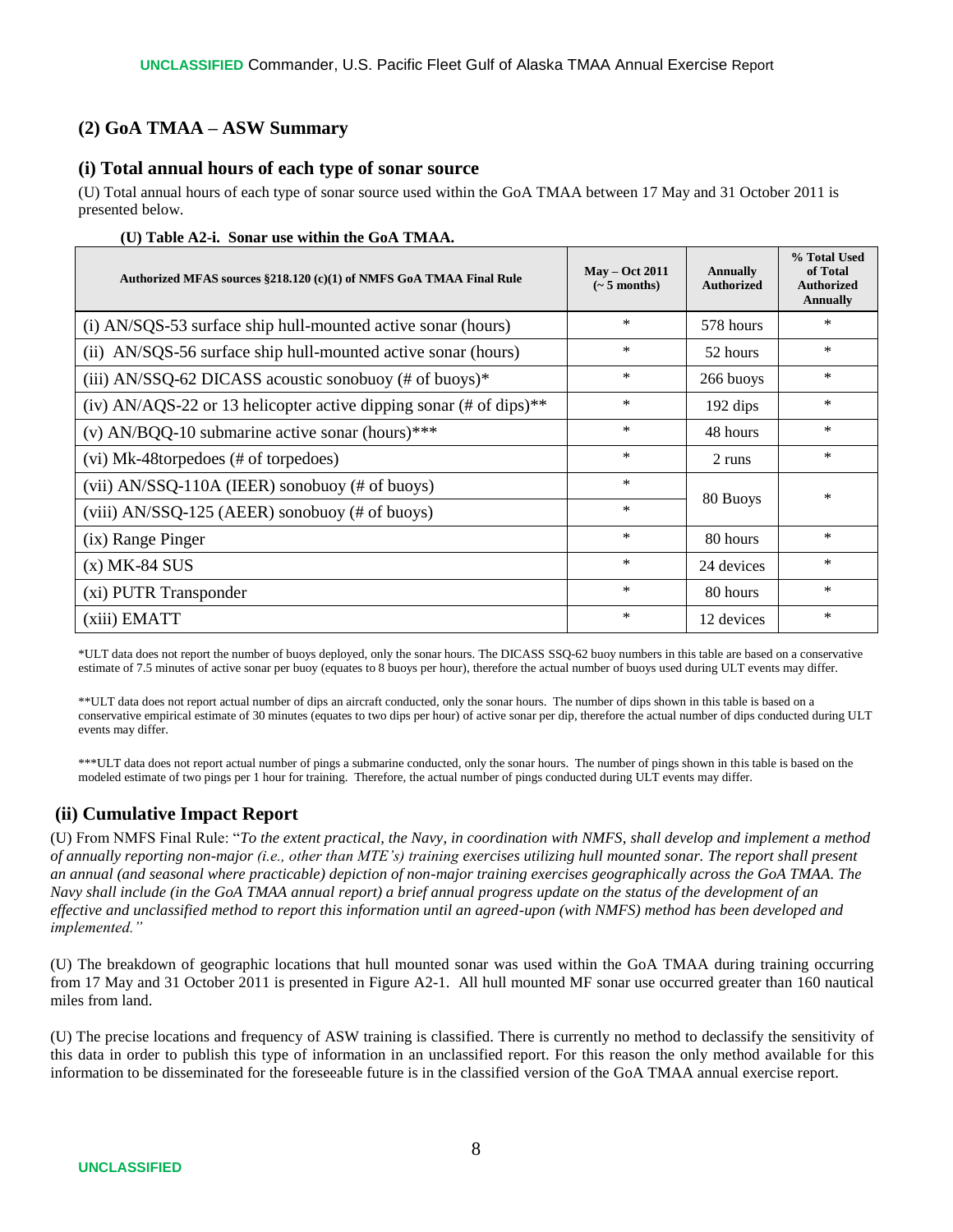## (2) GoA TMAA – ASW Summary

### (i) Total annual hours of each type of sonar source

(U) Total annual hours of each type of sonar source used within the GoA TMAA between 17 May and 31 October 2011 is presented below.

**(U) Table A2-i. Sonar use within the GoA TMAA.**

| Authorized MFAS sources §218.120 (c)(1) of NMFS GoA TMAA Final Rule | May – Oct 2011 (~ 5 months) | Annually Authorized | % Total Used of Total Authorized Annually |
|---|---|---|---|
| (i) AN/SQS-53 surface ship hull-mounted active sonar (hours) | * | 578 hours | * |
| (ii) AN/SQS-56 surface ship hull-mounted active sonar (hours) | * | 52 hours | * |
| (iii) AN/SSQ-62 DICASS acoustic sonobuoy (# of buoys)* | * | 266 buoys | * |
| (iv) AN/AQS-22 or 13 helicopter active dipping sonar (# of dips)** | * | 192 dips | * |
| (v) AN/BQQ-10 submarine active sonar (hours)*** | * | 48 hours | * |
| (vi) Mk-48torpedoes (# of torpedoes) | * | 2 runs | * |
| (vii) AN/SSQ-110A (IEER) sonobuoy (# of buoys) | * | 80 Buoys | * |
| (viii) AN/SSQ-125 (AEER) sonobuoy (# of buoys) | * | | |
| (ix) Range Pinger | * | 80 hours | * |
| (x) MK-84 SUS | * | 24 devices | * |
| (xi) PUTR Transponder | * | 80 hours | * |
| (xiii) EMATT | * | 12 devices | * |

*ULT data does not report the number of buoys deployed, only the sonar hours. The DICASS SSQ-62 buoy numbers in this table are based on a conservative estimate of 7.5 minutes of active sonar per buoy (equates to 8 buoys per hour), therefore the actual number of buoys used during ULT events may differ.

**ULT data does not report actual number of dips an aircraft conducted, only the sonar hours. The number of dips shown in this table is based on a conservative empirical estimate of 30 minutes (equates to two dips per hour) of active sonar per dip, therefore the actual number of dips conducted during ULT events may differ.

***ULT data does not report actual number of pings a submarine conducted, only the sonar hours. The number of pings shown in this table is based on the modeled estimate of two pings per 1 hour for training. Therefore, the actual number of pings conducted during ULT events may differ.

### (ii) Cumulative Impact Report

(U) From NMFS Final Rule: "*To the extent practical, the Navy, in coordination with NMFS, shall develop and implement a method of annually reporting non-major (i.e., other than MTE's) training exercises utilizing hull mounted sonar. The report shall present an annual (and seasonal where practicable) depiction of non-major training exercises geographically across the GoA TMAA. The Navy shall include (in the GoA TMAA annual report) a brief annual progress update on the status of the development of an effective and unclassified method to report this information until an agreed-upon (with NMFS) method has been developed and implemented.*"

(U) The breakdown of geographic locations that hull mounted sonar was used within the GoA TMAA during training occurring from 17 May and 31 October 2011 is presented in Figure A2-1. All hull mounted MF sonar use occurred greater than 160 nautical miles from land.

(U) The precise locations and frequency of ASW training is classified. There is currently no method to declassify the sensitivity of this data in order to publish this type of information in an unclassified report. For this reason the only method available for this information to be disseminated for the foreseeable future is in the classified version of the GoA TMAA annual exercise report.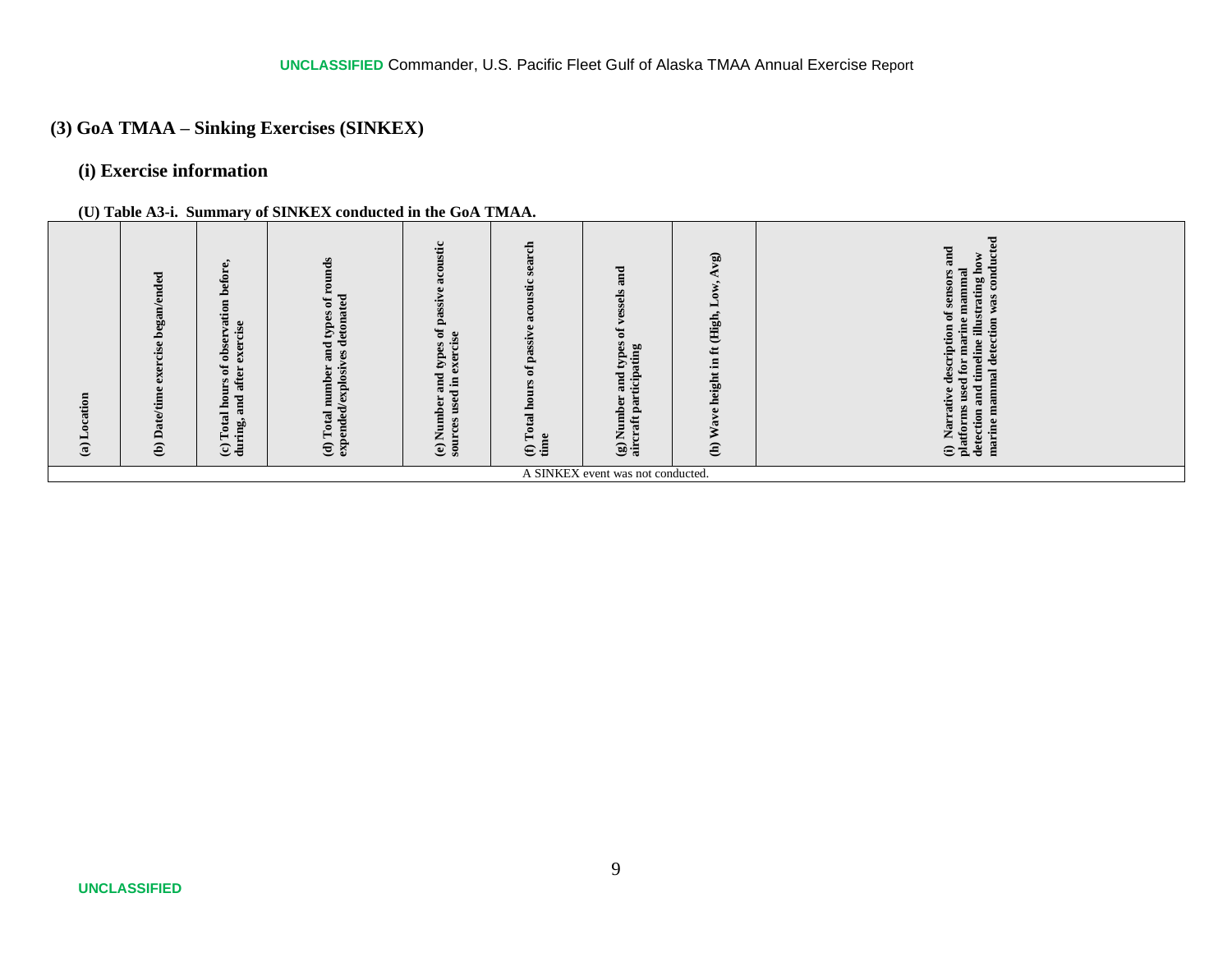## (3) GoA TMAA – Sinking Exercises (SINKEX)

### (i) Exercise information

**(U) Table A3-i. Summary of SINKEX conducted in the GoA TMAA.**

| (a) Location | (b) Date/time exercise began/ended | (c) Total hours of observation before, during, and after exercise | (d) Total number and types of rounds expended/explosives detonated | (e) Number and types of passive acoustic sources used in exercise | (f) Total hours of passive acoustic search time | (g) Number and types of vessels and aircraft participating | (h) Wave height in ft (High, Low, Avg) | (i) Narrative description of sensors and platforms used for marine mammal detection and timeline illustrating how marine mammal detection was conducted |
|---|---|---|---|---|---|---|---|---|
| A SINKEX event was not conducted. | | | | | | | | |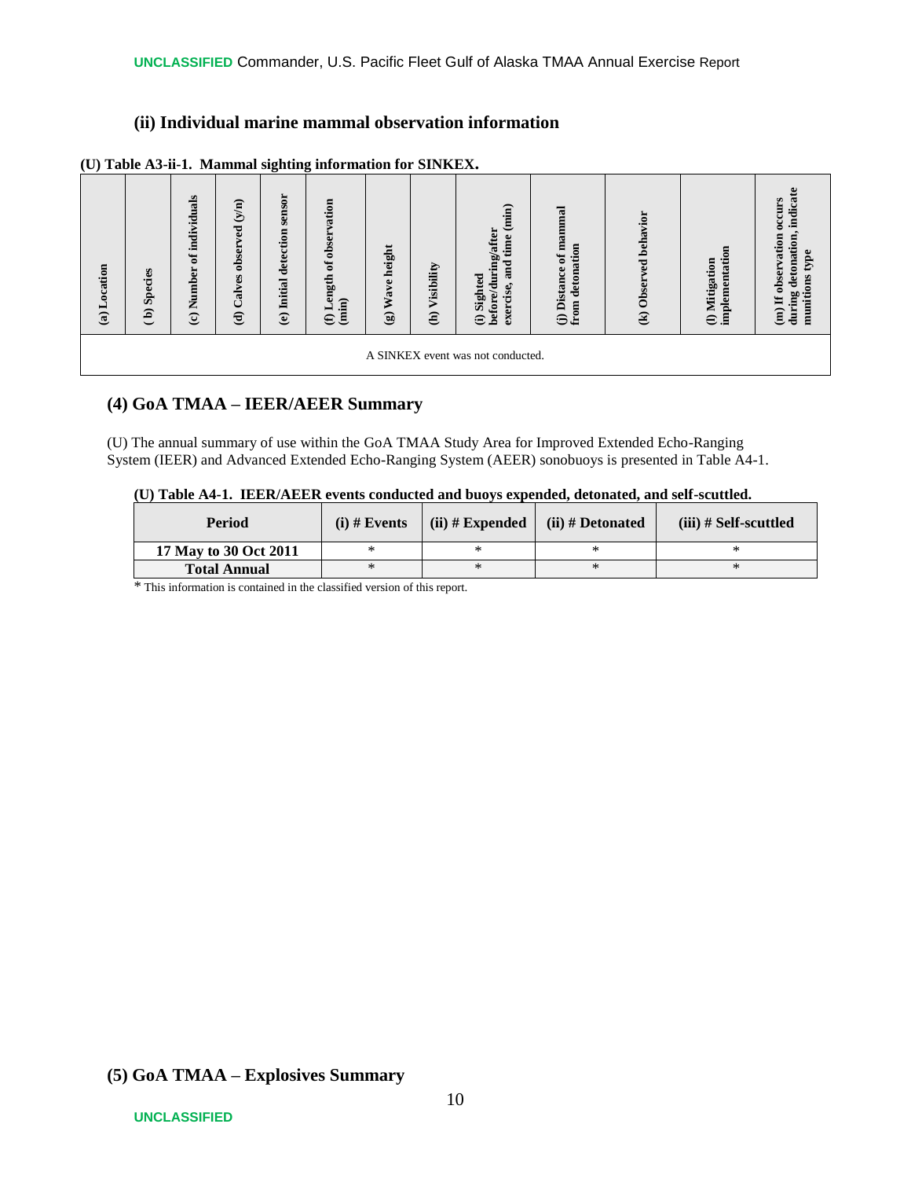### (ii) Individual marine mammal observation information

**(U) Table A3-ii-1. Mammal sighting information for SINKEX.**

| (a) Location | (b) Species | (c) Number of individuals | (d) Calves observed (y/n) | (e) Initial detection sensor | (f) Length of observation (min) | (g) Wave height | (h) Visibility | (i) Sighted before/during/after exercise, and time (min) | (j) Distance of mammal from detonation | (k) Observed behavior | (l) Mitigation implementation | (m) If observation occurs during detonation, indicate munitions type |
|---|---|---|---|---|---|---|---|---|---|---|---|---|
| A SINKEX event was not conducted. | | | | | | | | | | | | |

## (4) GoA TMAA – IEER/AEER Summary

(U) The annual summary of use within the GoA TMAA Study Area for Improved Extended Echo-Ranging System (IEER) and Advanced Extended Echo-Ranging System (AEER) sonobuoys is presented in Table A4-1.

**(U) Table A4-1. IEER/AEER events conducted and buoys expended, detonated, and self-scuttled.**

| Period | (i) # Events | (ii) # Expended | (ii) # Detonated | (iii) # Self-scuttled |
|---|---|---|---|---|
| **17 May to 30 Oct 2011** | * | * | * | * |
| **Total Annual** | * | * | * | * |

* This information is contained in the classified version of this report.

## (5) GoA TMAA – Explosives Summary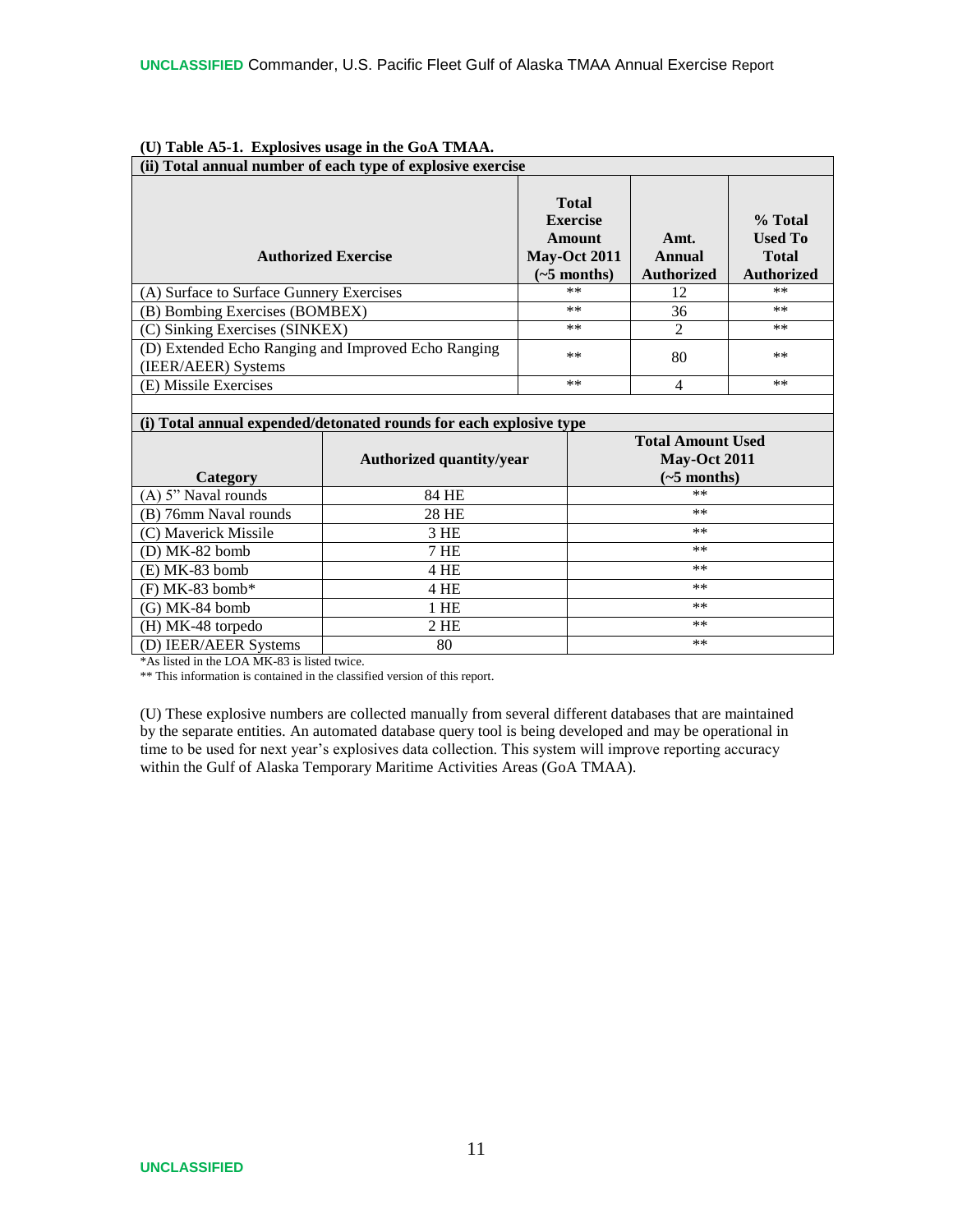**(U) Table A5-1. Explosives usage in the GoA TMAA.**

**(ii) Total annual number of each type of explosive exercise**

| Authorized Exercise | Total Exercise Amount May-Oct 2011 (~5 months) | Amt. Annual Authorized | % Total Used To Total Authorized |
|---|---|---|---|
| (A) Surface to Surface Gunnery Exercises | ** | 12 | ** |
| (B) Bombing Exercises (BOMBEX) | ** | 36 | ** |
| (C) Sinking Exercises (SINKEX) | ** | 2 | ** |
| (D) Extended Echo Ranging and Improved Echo Ranging (IEER/AEER) Systems | ** | 80 | ** |
| (E) Missile Exercises | ** | 4 | ** |

**(i) Total annual expended/detonated rounds for each explosive type**

| Category | Authorized quantity/year | Total Amount Used May-Oct 2011 (~5 months) |
|---|---|---|
| (A) 5" Naval rounds | 84 HE | ** |
| (B) 76mm Naval rounds | 28 HE | ** |
| (C) Maverick Missile | 3 HE | ** |
| (D) MK-82 bomb | 7 HE | ** |
| (E) MK-83 bomb | 4 HE | ** |
| (F) MK-83 bomb* | 4 HE | ** |
| (G) MK-84 bomb | 1 HE | ** |
| (H) MK-48 torpedo | 2 HE | ** |
| (D) IEER/AEER Systems | 80 | ** |

*As listed in the LOA MK-83 is listed twice.

** This information is contained in the classified version of this report.

(U) These explosive numbers are collected manually from several different databases that are maintained by the separate entities. An automated database query tool is being developed and may be operational in time to be used for next year's explosives data collection. This system will improve reporting accuracy within the Gulf of Alaska Temporary Maritime Activities Areas (GoA TMAA).